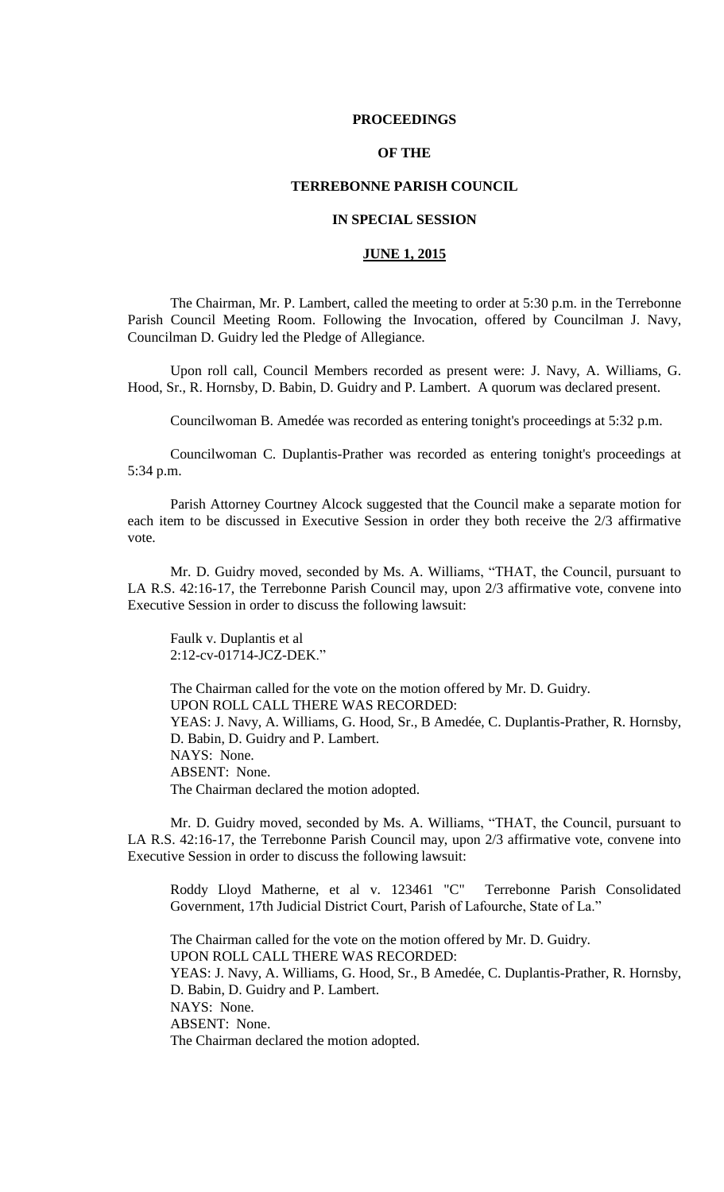# PROCEEDINGS

# OF THE

# TERREBONNE PARISH COUNCIL

# IN SPECIAL SESSION

## JUNE 1, 2015

The Chairman, Mr. P. Lambert, called the meeting to order at 5:30 p.m. in the Terrebonne Parish Council Meeting Room. Following the Invocation, offered by Councilman J. Navy, Councilman D. Guidry led the Pledge of Allegiance.

Upon roll call, Council Members recorded as present were: J. Navy, A. Williams, G. Hood, Sr., R. Hornsby, D. Babin, D. Guidry and P. Lambert. A quorum was declared present.

Councilwoman B. Amedée was recorded as entering tonight's proceedings at 5:32 p.m.

Councilwoman C. Duplantis-Prather was recorded as entering tonight's proceedings at 5:34 p.m.

Parish Attorney Courtney Alcock suggested that the Council make a separate motion for each item to be discussed in Executive Session in order they both receive the 2/3 affirmative vote.

Mr. D. Guidry moved, seconded by Ms. A. Williams, "THAT, the Council, pursuant to LA R.S. 42:16-17, the Terrebonne Parish Council may, upon 2/3 affirmative vote, convene into Executive Session in order to discuss the following lawsuit:

> Faulk v. Duplantis et al
> 2:12-cv-01714-JCZ-DEK."

The Chairman called for the vote on the motion offered by Mr. D. Guidry.
UPON ROLL CALL THERE WAS RECORDED:
YEAS: J. Navy, A. Williams, G. Hood, Sr., B Amedée, C. Duplantis-Prather, R. Hornsby, D. Babin, D. Guidry and P. Lambert.
NAYS: None.
ABSENT: None.
The Chairman declared the motion adopted.

Mr. D. Guidry moved, seconded by Ms. A. Williams, "THAT, the Council, pursuant to LA R.S. 42:16-17, the Terrebonne Parish Council may, upon 2/3 affirmative vote, convene into Executive Session in order to discuss the following lawsuit:

> Roddy Lloyd Matherne, et al v. 123461 "C" Terrebonne Parish Consolidated Government, 17th Judicial District Court, Parish of Lafourche, State of La."

The Chairman called for the vote on the motion offered by Mr. D. Guidry.
UPON ROLL CALL THERE WAS RECORDED:
YEAS: J. Navy, A. Williams, G. Hood, Sr., B Amedée, C. Duplantis-Prather, R. Hornsby, D. Babin, D. Guidry and P. Lambert.
NAYS: None.
ABSENT: None.
The Chairman declared the motion adopted.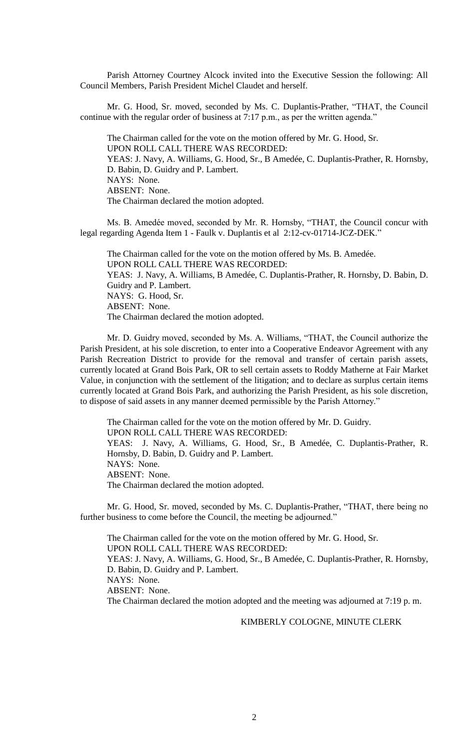Parish Attorney Courtney Alcock invited into the Executive Session the following: All Council Members, Parish President Michel Claudet and herself.

Mr. G. Hood, Sr. moved, seconded by Ms. C. Duplantis-Prather, "THAT, the Council continue with the regular order of business at 7:17 p.m., as per the written agenda."

The Chairman called for the vote on the motion offered by Mr. G. Hood, Sr.
UPON ROLL CALL THERE WAS RECORDED:
YEAS: J. Navy, A. Williams, G. Hood, Sr., B Amedée, C. Duplantis-Prather, R. Hornsby, D. Babin, D. Guidry and P. Lambert.
NAYS: None.
ABSENT: None.
The Chairman declared the motion adopted.

Ms. B. Amedée moved, seconded by Mr. R. Hornsby, "THAT, the Council concur with legal regarding Agenda Item 1 - Faulk v. Duplantis et al 2:12-cv-01714-JCZ-DEK."

The Chairman called for the vote on the motion offered by Ms. B. Amedée.
UPON ROLL CALL THERE WAS RECORDED:
YEAS: J. Navy, A. Williams, B Amedée, C. Duplantis-Prather, R. Hornsby, D. Babin, D. Guidry and P. Lambert.
NAYS: G. Hood, Sr.
ABSENT: None.
The Chairman declared the motion adopted.

Mr. D. Guidry moved, seconded by Ms. A. Williams, "THAT, the Council authorize the Parish President, at his sole discretion, to enter into a Cooperative Endeavor Agreement with any Parish Recreation District to provide for the removal and transfer of certain parish assets, currently located at Grand Bois Park, OR to sell certain assets to Roddy Matherne at Fair Market Value, in conjunction with the settlement of the litigation; and to declare as surplus certain items currently located at Grand Bois Park, and authorizing the Parish President, as his sole discretion, to dispose of said assets in any manner deemed permissible by the Parish Attorney."

The Chairman called for the vote on the motion offered by Mr. D. Guidry.
UPON ROLL CALL THERE WAS RECORDED:
YEAS: J. Navy, A. Williams, G. Hood, Sr., B Amedée, C. Duplantis-Prather, R. Hornsby, D. Babin, D. Guidry and P. Lambert.
NAYS: None.
ABSENT: None.
The Chairman declared the motion adopted.

Mr. G. Hood, Sr. moved, seconded by Ms. C. Duplantis-Prather, "THAT, there being no further business to come before the Council, the meeting be adjourned."

The Chairman called for the vote on the motion offered by Mr. G. Hood, Sr.
UPON ROLL CALL THERE WAS RECORDED:
YEAS: J. Navy, A. Williams, G. Hood, Sr., B Amedée, C. Duplantis-Prather, R. Hornsby, D. Babin, D. Guidry and P. Lambert.
NAYS: None.
ABSENT: None.
The Chairman declared the motion adopted and the meeting was adjourned at 7:19 p. m.

KIMBERLY COLOGNE, MINUTE CLERK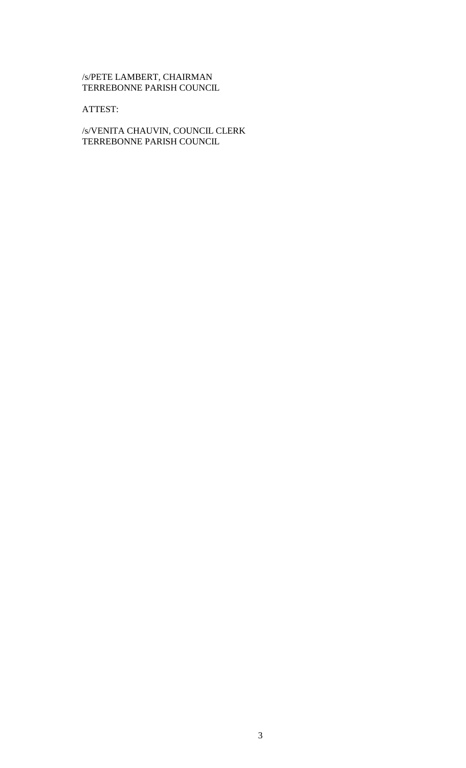/s/PETE LAMBERT, CHAIRMAN
TERREBONNE PARISH COUNCIL

ATTEST:

/s/VENITA CHAUVIN, COUNCIL CLERK
TERREBONNE PARISH COUNCIL